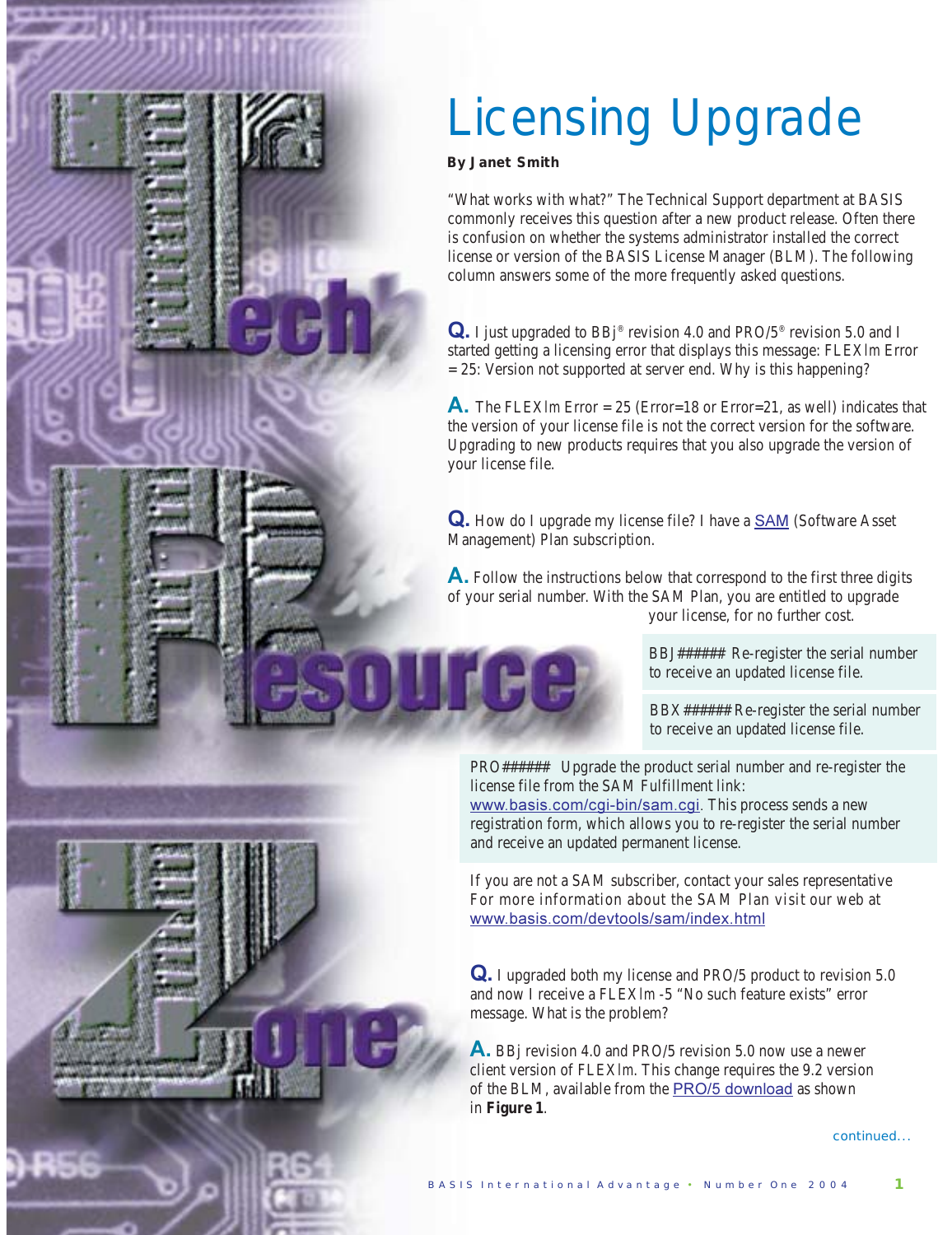# Licensing Upgrade

**By Janet Smith**

"What works with what?" The Technical Support department at BASIS commonly receives this question after a new product release. Often there is confusion on whether the systems administrator installed the correct license or version of the BASIS License Manager (BLM). The following column answers some of the more frequently asked questions.

**Q.** I just upgraded to BBj® revision 4.0 and PRO/5® revision 5.0 and I started getting a licensing error that displays this message: FLEXlm Error = 25: Version not supported at server end. Why is this happening?

**A.** The FLEXlm Error = 25 (Error=18 or Error=21, as well) indicates that the version of your license file is not the correct version for the software. Upgrading to new products requires that you also upgrade the version of your license file.

**Q.** How do I upgrade my license file? I have a SAM (Software Asset Management) Plan subscription.

**A.** Follow the instructions below that correspond to the first three digits of your serial number. With the SAM Plan, you are entitled to upgrade your license, for no further cost.

BBJ###### Re-register the serial number to receive an updated license file.

BBX###### Re-register the serial number to receive an updated license file.

PRO###### Upgrade the product serial number and re-register the license file from the SAM Fulfillment link: www.basis.com/cgi-bin/sam.cgi. This process sends a new registration form, which allows you to re-register the serial number and receive an updated permanent license.

If you are not a SAM subscriber, contact your sales representative For more information about the SAM Plan visit our web at www.basis.com/devtools/sam/index.html

**Q.** I upgraded both my license and PRO/5 product to revision 5.0 and now I receive a FLEXlm -5 "No such feature exists" error message. What is the problem?

**A.** BBj revision 4.0 and PRO/5 revision 5.0 now use a newer client version of FLEXlm. This change requires the 9.2 version of the BLM, available from the PRO/5 download as shown in **Figure 1**.

continued...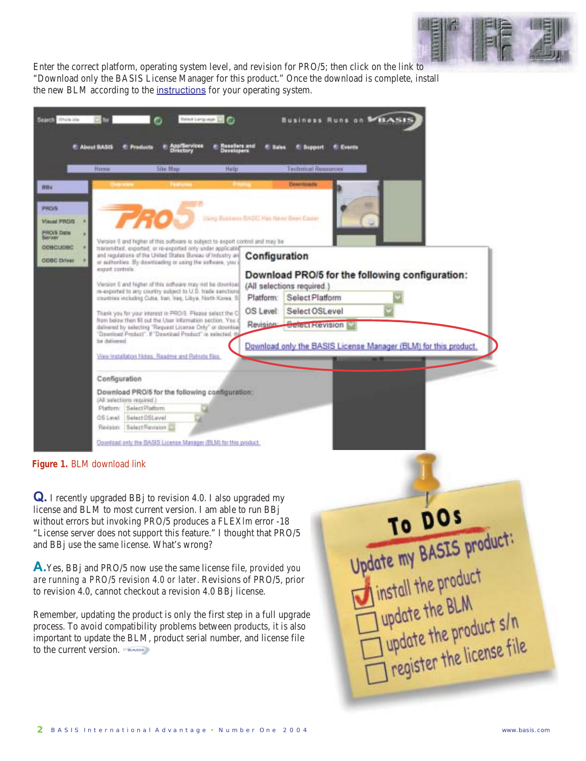Enter the correct platform, operating system level, and revision for PRO/5; then click on the link to "Download only the BASIS License Manager for this product." Once the download is complete, install the new BLM according to the instructions for your operating system.

**Figure 1.** BLM download link

**Q.** I recently upgraded BBj to revision 4.0. I also upgraded my license and BLM to most current version. I am able to run BBj without errors but invoking PRO/5 produces a FLEXlm error -18 "License server does not support this feature." I thought that PRO/5 and BBj use the same license. What's wrong?

**A.** Yes, BBj and PRO/5 now use the same license file, provided you are running a PRO/5 revision 4.0 or later. Revisions of PRO/5, prior to revision 4.0, cannot checkout a revision 4.0 BBj license.

Remember, updating the product is only the first step in a full upgrade process. To avoid compatibility problems between products, it is also important to update the BLM, product serial number, and license file to the current version.

**To DOs**

Update my BASIS product:

- [x] install the product
- [ ] update the BLM
- [ ] update the product s/n
- [ ] register the license file